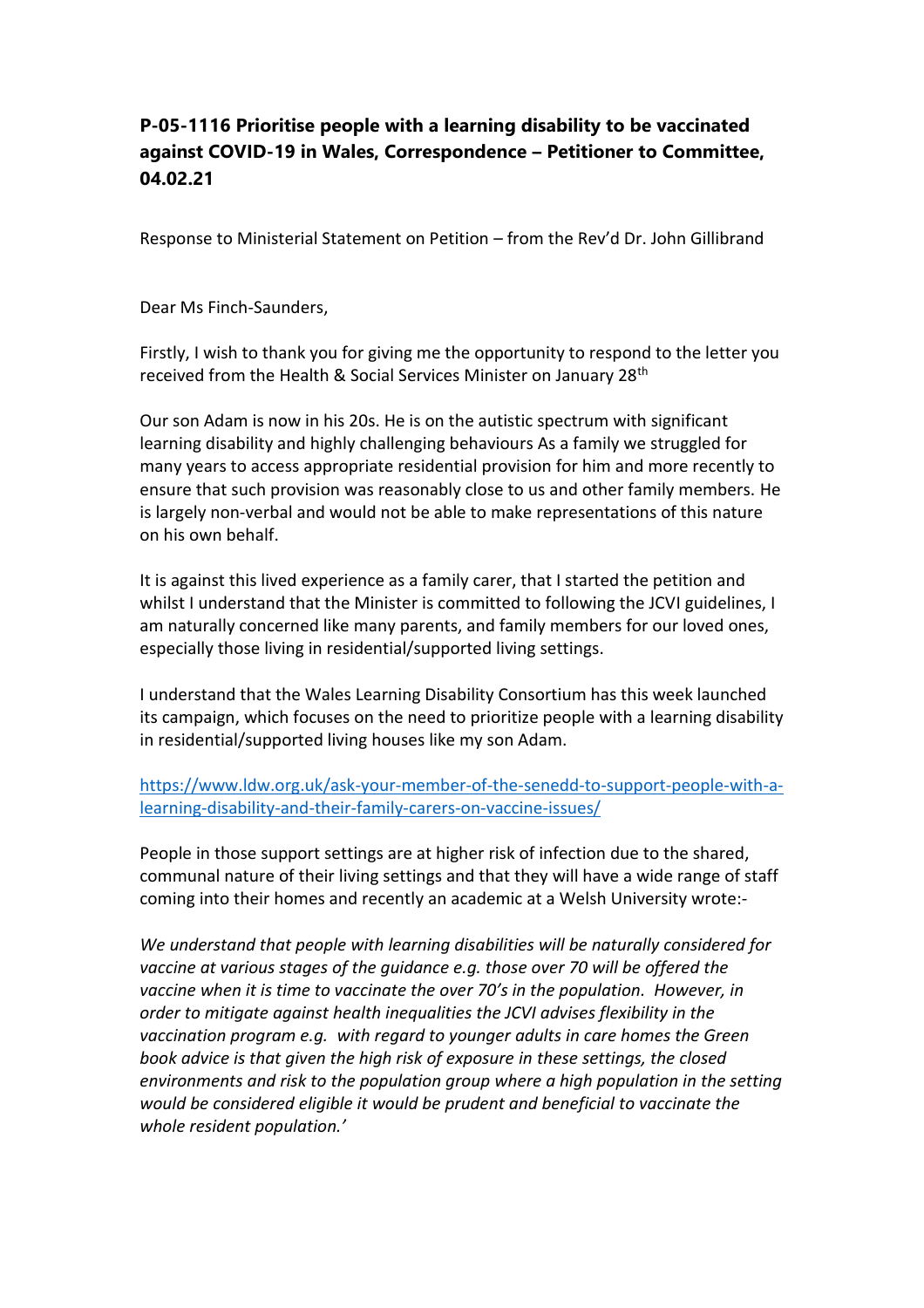**P-05-1116 Prioritise people with a learning disability to be vaccinated against COVID-19 in Wales, Correspondence – Petitioner to Committee, 04.02.21**

Response to Ministerial Statement on Petition – from the Rev'd Dr. John Gillibrand

Dear Ms Finch-Saunders,

Firstly, I wish to thank you for giving me the opportunity to respond to the letter you received from the Health & Social Services Minister on January 28th

Our son Adam is now in his 20s. He is on the autistic spectrum with significant learning disability and highly challenging behaviours As a family we struggled for many years to access appropriate residential provision for him and more recently to ensure that such provision was reasonably close to us and other family members. He is largely non-verbal and would not be able to make representations of this nature on his own behalf.

It is against this lived experience as a family carer, that I started the petition and whilst I understand that the Minister is committed to following the JCVI guidelines, I am naturally concerned like many parents, and family members for our loved ones, especially those living in residential/supported living settings.

I understand that the Wales Learning Disability Consortium has this week launched its campaign, which focuses on the need to prioritize people with a learning disability in residential/supported living houses like my son Adam.

https://www.ldw.org.uk/ask-your-member-of-the-senedd-to-support-people-with-a-learning-disability-and-their-family-carers-on-vaccine-issues/

People in those support settings are at higher risk of infection due to the shared, communal nature of their living settings and that they will have a wide range of staff coming into their homes and recently an academic at a Welsh University wrote:-

*We understand that people with learning disabilities will be naturally considered for vaccine at various stages of the guidance e.g. those over 70 will be offered the vaccine when it is time to vaccinate the over 70's in the population. However, in order to mitigate against health inequalities the JCVI advises flexibility in the vaccination program e.g. with regard to younger adults in care homes the Green book advice is that given the high risk of exposure in these settings, the closed environments and risk to the population group where a high population in the setting would be considered eligible it would be prudent and beneficial to vaccinate the whole resident population.'*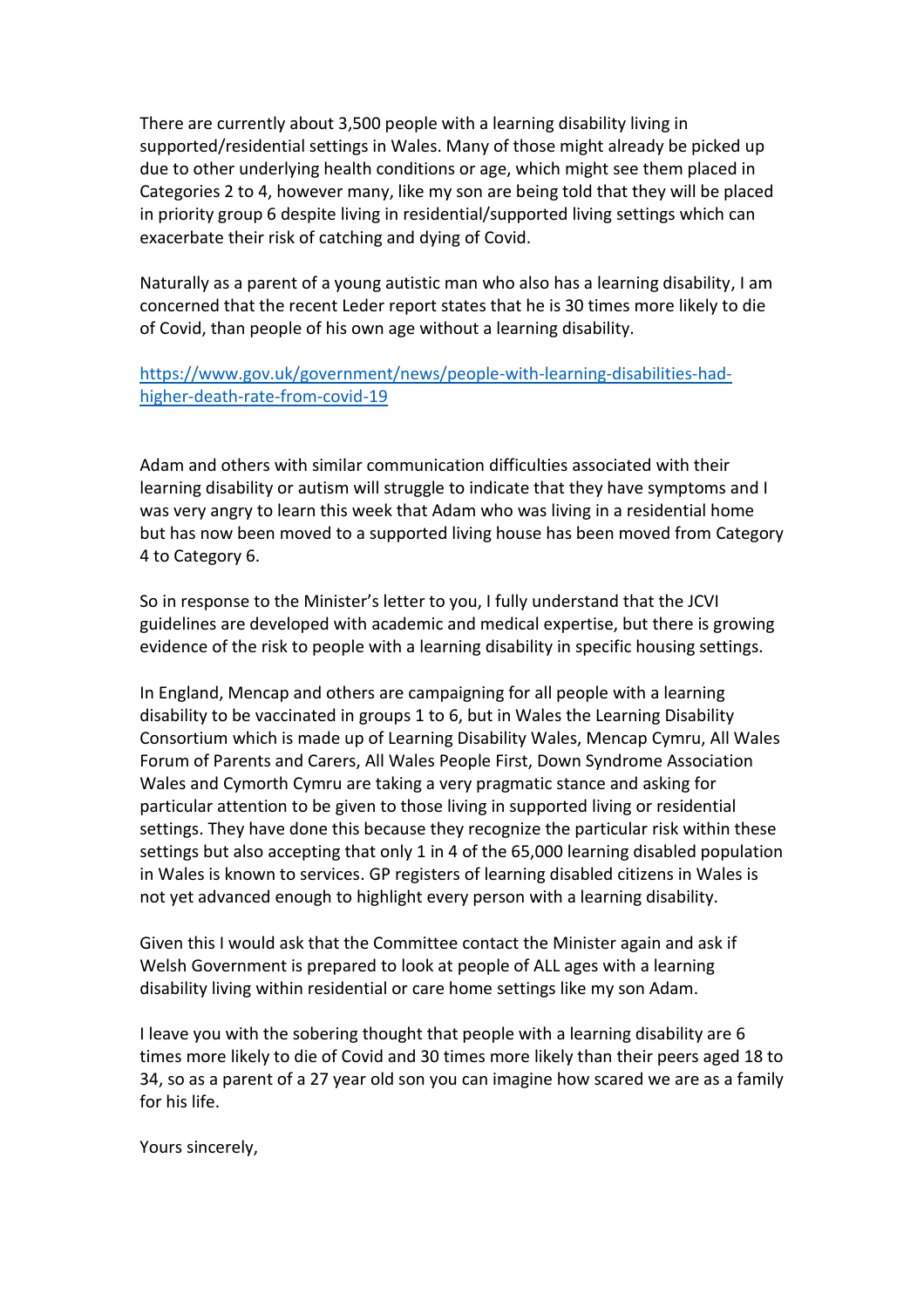There are currently about 3,500 people with a learning disability living in supported/residential settings in Wales. Many of those might already be picked up due to other underlying health conditions or age, which might see them placed in Categories 2 to 4, however many, like my son are being told that they will be placed in priority group 6 despite living in residential/supported living settings which can exacerbate their risk of catching and dying of Covid.

Naturally as a parent of a young autistic man who also has a learning disability, I am concerned that the recent Leder report states that he is 30 times more likely to die of Covid, than people of his own age without a learning disability.

https://www.gov.uk/government/news/people-with-learning-disabilities-had-higher-death-rate-from-covid-19

Adam and others with similar communication difficulties associated with their learning disability or autism will struggle to indicate that they have symptoms and I was very angry to learn this week that Adam who was living in a residential home but has now been moved to a supported living house has been moved from Category 4 to Category 6.

So in response to the Minister's letter to you, I fully understand that the JCVI guidelines are developed with academic and medical expertise, but there is growing evidence of the risk to people with a learning disability in specific housing settings.

In England, Mencap and others are campaigning for all people with a learning disability to be vaccinated in groups 1 to 6, but in Wales the Learning Disability Consortium which is made up of Learning Disability Wales, Mencap Cymru, All Wales Forum of Parents and Carers, All Wales People First, Down Syndrome Association Wales and Cymorth Cymru are taking a very pragmatic stance and asking for particular attention to be given to those living in supported living or residential settings. They have done this because they recognize the particular risk within these settings but also accepting that only 1 in 4 of the 65,000 learning disabled population in Wales is known to services. GP registers of learning disabled citizens in Wales is not yet advanced enough to highlight every person with a learning disability.

Given this I would ask that the Committee contact the Minister again and ask if Welsh Government is prepared to look at people of ALL ages with a learning disability living within residential or care home settings like my son Adam.

I leave you with the sobering thought that people with a learning disability are 6 times more likely to die of Covid and 30 times more likely than their peers aged 18 to 34, so as a parent of a 27 year old son you can imagine how scared we are as a family for his life.

Yours sincerely,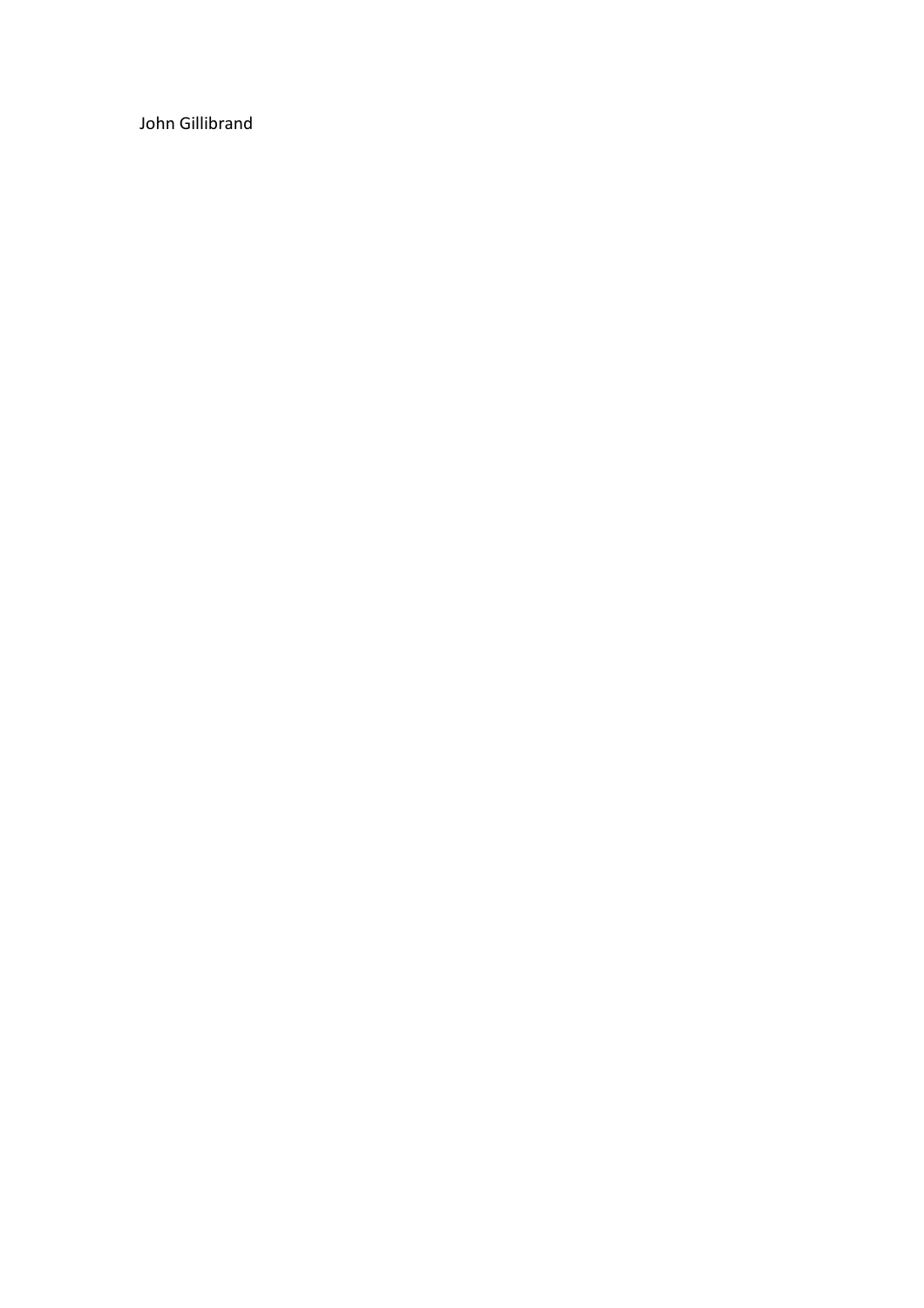John Gillibrand